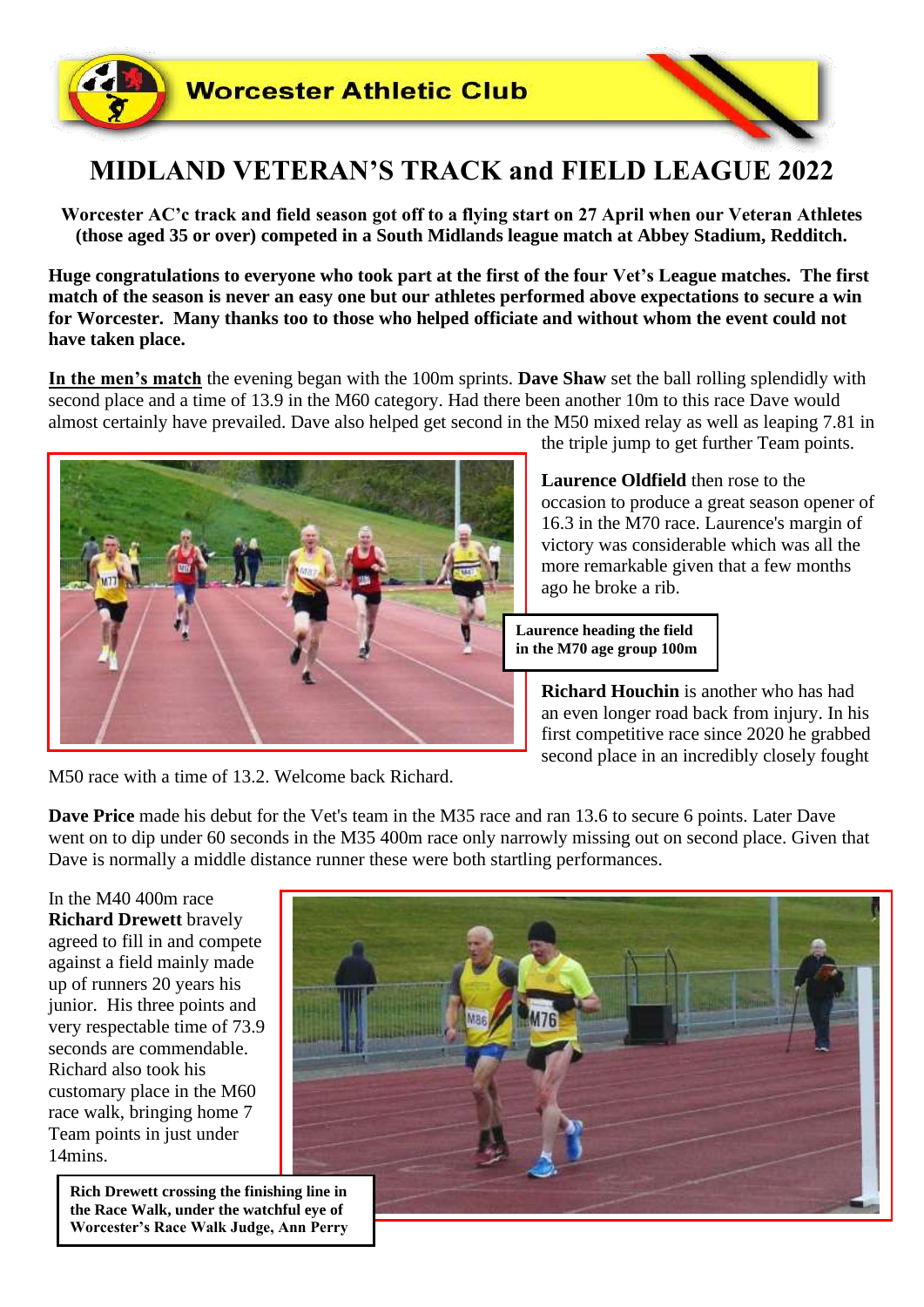Worcester Athletic Club

# MIDLAND VETERAN'S TRACK and FIELD LEAGUE 2022

**Worcester AC'c track and field season got off to a flying start on 27 April when our Veteran Athletes (those aged 35 or over) competed in a South Midlands league match at Abbey Stadium, Redditch.**

**Huge congratulations to everyone who took part at the first of the four Vet's League matches. The first match of the season is never an easy one but our athletes performed above expectations to secure a win for Worcester. Many thanks too to those who helped officiate and without whom the event could not have taken place.**

**In the men's match** the evening began with the 100m sprints. **Dave Shaw** set the ball rolling splendidly with second place and a time of 13.9 in the M60 category. Had there been another 10m to this race Dave would almost certainly have prevailed. Dave also helped get second in the M50 mixed relay as well as leaping 7.81 in the triple jump to get further Team points.

**Laurence Oldfield** then rose to the occasion to produce a great season opener of 16.3 in the M70 race. Laurence's margin of victory was considerable which was all the more remarkable given that a few months ago he broke a rib.

**Laurence heading the field in the M70 age group 100m**

**Richard Houchin** is another who has had an even longer road back from injury. In his first competitive race since 2020 he grabbed second place in an incredibly closely fought M50 race with a time of 13.2. Welcome back Richard.

**Dave Price** made his debut for the Vet's team in the M35 race and ran 13.6 to secure 6 points. Later Dave went on to dip under 60 seconds in the M35 400m race only narrowly missing out on second place. Given that Dave is normally a middle distance runner these were both startling performances.

In the M40 400m race **Richard Drewett** bravely agreed to fill in and compete against a field mainly made up of runners 20 years his junior. His three points and very respectable time of 73.9 seconds are commendable. Richard also took his customary place in the M60 race walk, bringing home 7 Team points in just under 14mins.

**Rich Drewett crossing the finishing line in the Race Walk, under the watchful eye of Worcester's Race Walk Judge, Ann Perry**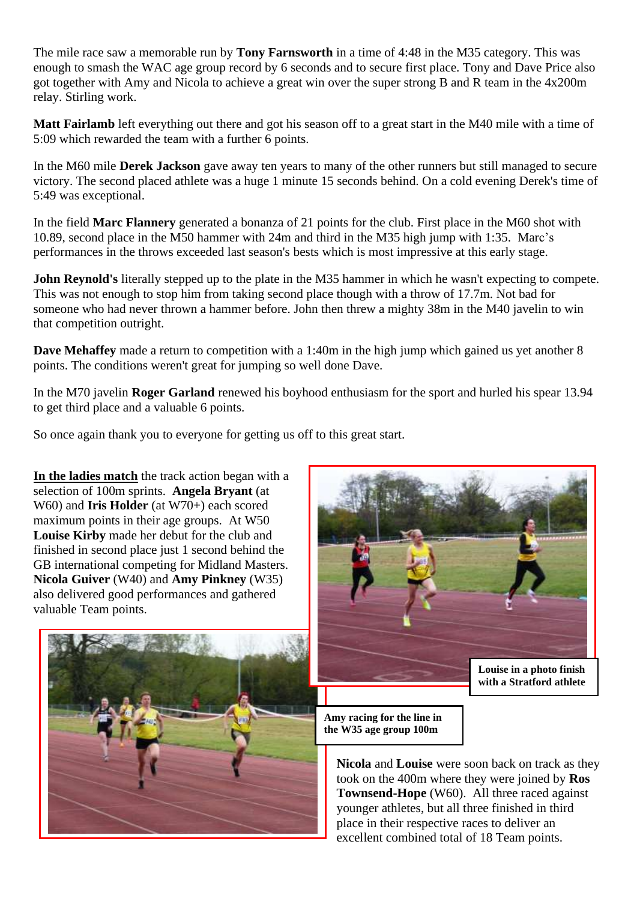The mile race saw a memorable run by **Tony Farnsworth** in a time of 4:48 in the M35 category. This was enough to smash the WAC age group record by 6 seconds and to secure first place. Tony and Dave Price also got together with Amy and Nicola to achieve a great win over the super strong B and R team in the 4x200m relay. Stirling work.

**Matt Fairlamb** left everything out there and got his season off to a great start in the M40 mile with a time of 5:09 which rewarded the team with a further 6 points.

In the M60 mile **Derek Jackson** gave away ten years to many of the other runners but still managed to secure victory. The second placed athlete was a huge 1 minute 15 seconds behind. On a cold evening Derek's time of 5:49 was exceptional.

In the field **Marc Flannery** generated a bonanza of 21 points for the club. First place in the M60 shot with 10.89, second place in the M50 hammer with 24m and third in the M35 high jump with 1:35. Marc's performances in the throws exceeded last season's bests which is most impressive at this early stage.

**John Reynold's** literally stepped up to the plate in the M35 hammer in which he wasn't expecting to compete. This was not enough to stop him from taking second place though with a throw of 17.7m. Not bad for someone who had never thrown a hammer before. John then threw a mighty 38m in the M40 javelin to win that competition outright.

**Dave Mehaffey** made a return to competition with a 1:40m in the high jump which gained us yet another 8 points. The conditions weren't great for jumping so well done Dave.

In the M70 javelin **Roger Garland** renewed his boyhood enthusiasm for the sport and hurled his spear 13.94 to get third place and a valuable 6 points.

So once again thank you to everyone for getting us off to this great start.

**In the ladies match** the track action began with a selection of 100m sprints. **Angela Bryant** (at W60) and **Iris Holder** (at W70+) each scored maximum points in their age groups. At W50 **Louise Kirby** made her debut for the club and finished in second place just 1 second behind the GB international competing for Midland Masters. **Nicola Guiver** (W40) and **Amy Pinkney** (W35) also delivered good performances and gathered valuable Team points.

**Louise in a photo finish with a Stratford athlete**

**Amy racing for the line in the W35 age group 100m**

**Nicola** and **Louise** were soon back on track as they took on the 400m where they were joined by **Ros Townsend-Hope** (W60). All three raced against younger athletes, but all three finished in third place in their respective races to deliver an excellent combined total of 18 Team points.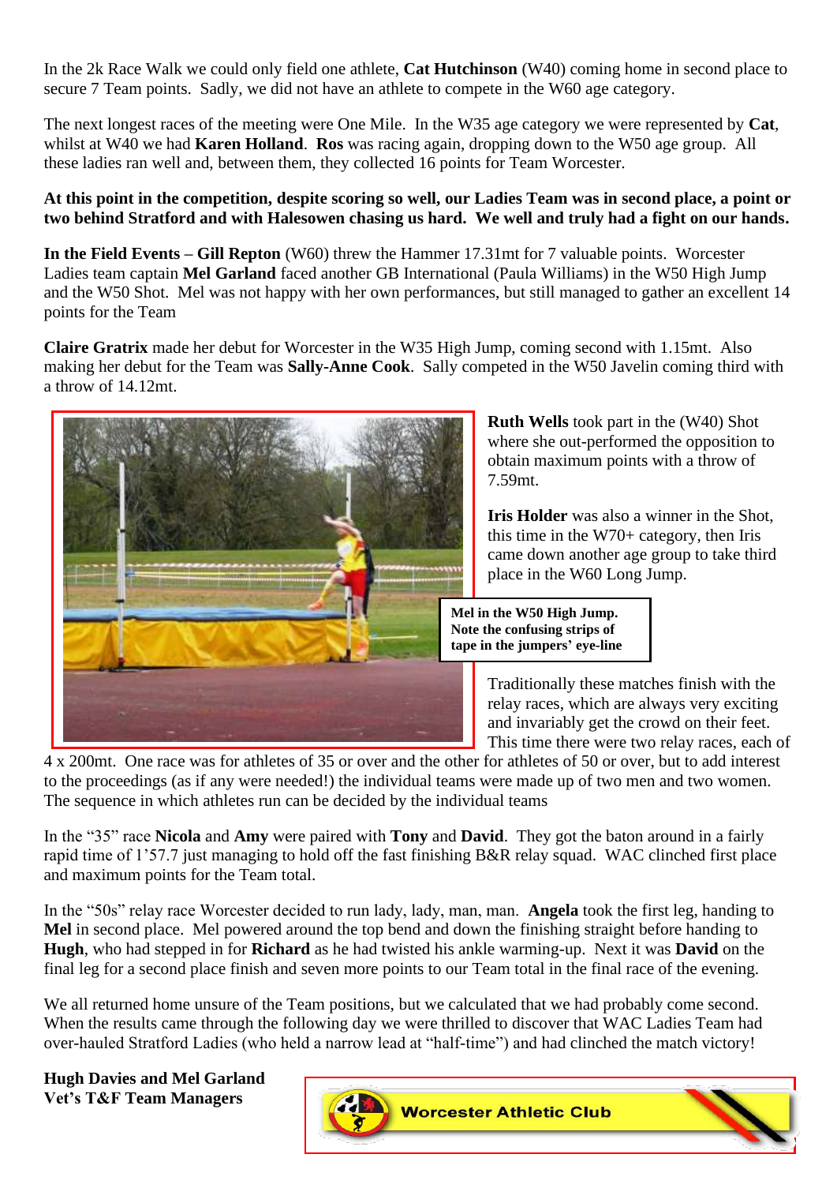In the 2k Race Walk we could only field one athlete, **Cat Hutchinson** (W40) coming home in second place to secure 7 Team points. Sadly, we did not have an athlete to compete in the W60 age category.

The next longest races of the meeting were One Mile. In the W35 age category we were represented by **Cat**, whilst at W40 we had **Karen Holland**. **Ros** was racing again, dropping down to the W50 age group. All these ladies ran well and, between them, they collected 16 points for Team Worcester.

**At this point in the competition, despite scoring so well, our Ladies Team was in second place, a point or two behind Stratford and with Halesowen chasing us hard. We well and truly had a fight on our hands.**

**In the Field Events – Gill Repton** (W60) threw the Hammer 17.31mt for 7 valuable points. Worcester Ladies team captain **Mel Garland** faced another GB International (Paula Williams) in the W50 High Jump and the W50 Shot. Mel was not happy with her own performances, but still managed to gather an excellent 14 points for the Team

**Claire Gratrix** made her debut for Worcester in the W35 High Jump, coming second with 1.15mt. Also making her debut for the Team was **Sally-Anne Cook**. Sally competed in the W50 Javelin coming third with a throw of 14.12mt.

**Mel in the W50 High Jump. Note the confusing strips of tape in the jumpers' eye-line**

**Ruth Wells** took part in the (W40) Shot where she out-performed the opposition to obtain maximum points with a throw of 7.59mt.

**Iris Holder** was also a winner in the Shot, this time in the W70+ category, then Iris came down another age group to take third place in the W60 Long Jump.

Traditionally these matches finish with the relay races, which are always very exciting and invariably get the crowd on their feet. This time there were two relay races, each of 4 x 200mt. One race was for athletes of 35 or over and the other for athletes of 50 or over, but to add interest to the proceedings (as if any were needed!) the individual teams were made up of two men and two women. The sequence in which athletes run can be decided by the individual teams

In the "35" race **Nicola** and **Amy** were paired with **Tony** and **David**. They got the baton around in a fairly rapid time of 1'57.7 just managing to hold off the fast finishing B&R relay squad. WAC clinched first place and maximum points for the Team total.

In the "50s" relay race Worcester decided to run lady, lady, man, man. **Angela** took the first leg, handing to **Mel** in second place. Mel powered around the top bend and down the finishing straight before handing to **Hugh**, who had stepped in for **Richard** as he had twisted his ankle warming-up. Next it was **David** on the final leg for a second place finish and seven more points to our Team total in the final race of the evening.

We all returned home unsure of the Team positions, but we calculated that we had probably come second. When the results came through the following day we were thrilled to discover that WAC Ladies Team had over-hauled Stratford Ladies (who held a narrow lead at "half-time") and had clinched the match victory!

**Hugh Davies and Mel Garland**
**Vet's T&F Team Managers**

Worcester Athletic Club